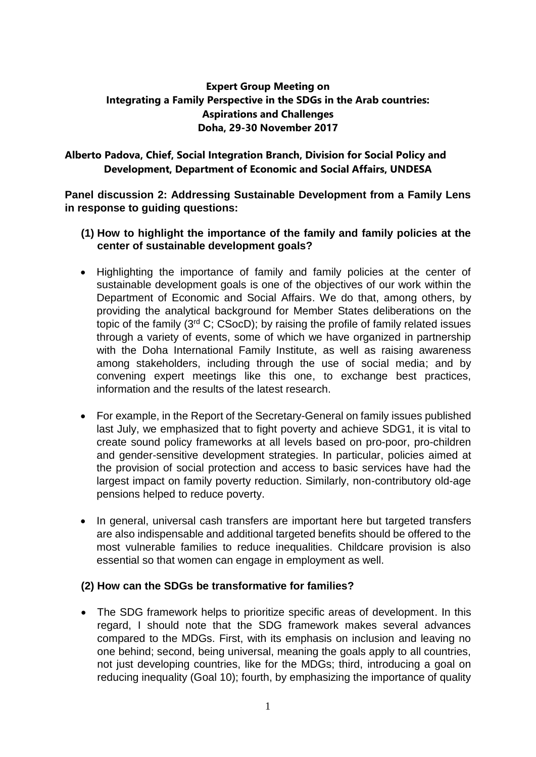**Expert Group Meeting on Integrating a Family Perspective in the SDGs in the Arab countries: Aspirations and Challenges Doha, 29-30 November 2017**

**Alberto Padova, Chief, Social Integration Branch, Division for Social Policy and Development, Department of Economic and Social Affairs, UNDESA**

**Panel discussion 2: Addressing Sustainable Development from a Family Lens in response to guiding questions:**

**(1) How to highlight the importance of the family and family policies at the center of sustainable development goals?**

- Highlighting the importance of family and family policies at the center of sustainable development goals is one of the objectives of our work within the Department of Economic and Social Affairs. We do that, among others, by providing the analytical background for Member States deliberations on the topic of the family (3rd C; CSocD); by raising the profile of family related issues through a variety of events, some of which we have organized in partnership with the Doha International Family Institute, as well as raising awareness among stakeholders, including through the use of social media; and by convening expert meetings like this one, to exchange best practices, information and the results of the latest research.
- For example, in the Report of the Secretary-General on family issues published last July, we emphasized that to fight poverty and achieve SDG1, it is vital to create sound policy frameworks at all levels based on pro-poor, pro-children and gender-sensitive development strategies. In particular, policies aimed at the provision of social protection and access to basic services have had the largest impact on family poverty reduction. Similarly, non-contributory old-age pensions helped to reduce poverty.
- In general, universal cash transfers are important here but targeted transfers are also indispensable and additional targeted benefits should be offered to the most vulnerable families to reduce inequalities. Childcare provision is also essential so that women can engage in employment as well.

**(2) How can the SDGs be transformative for families?**

- The SDG framework helps to prioritize specific areas of development. In this regard, I should note that the SDG framework makes several advances compared to the MDGs. First, with its emphasis on inclusion and leaving no one behind; second, being universal, meaning the goals apply to all countries, not just developing countries, like for the MDGs; third, introducing a goal on reducing inequality (Goal 10); fourth, by emphasizing the importance of quality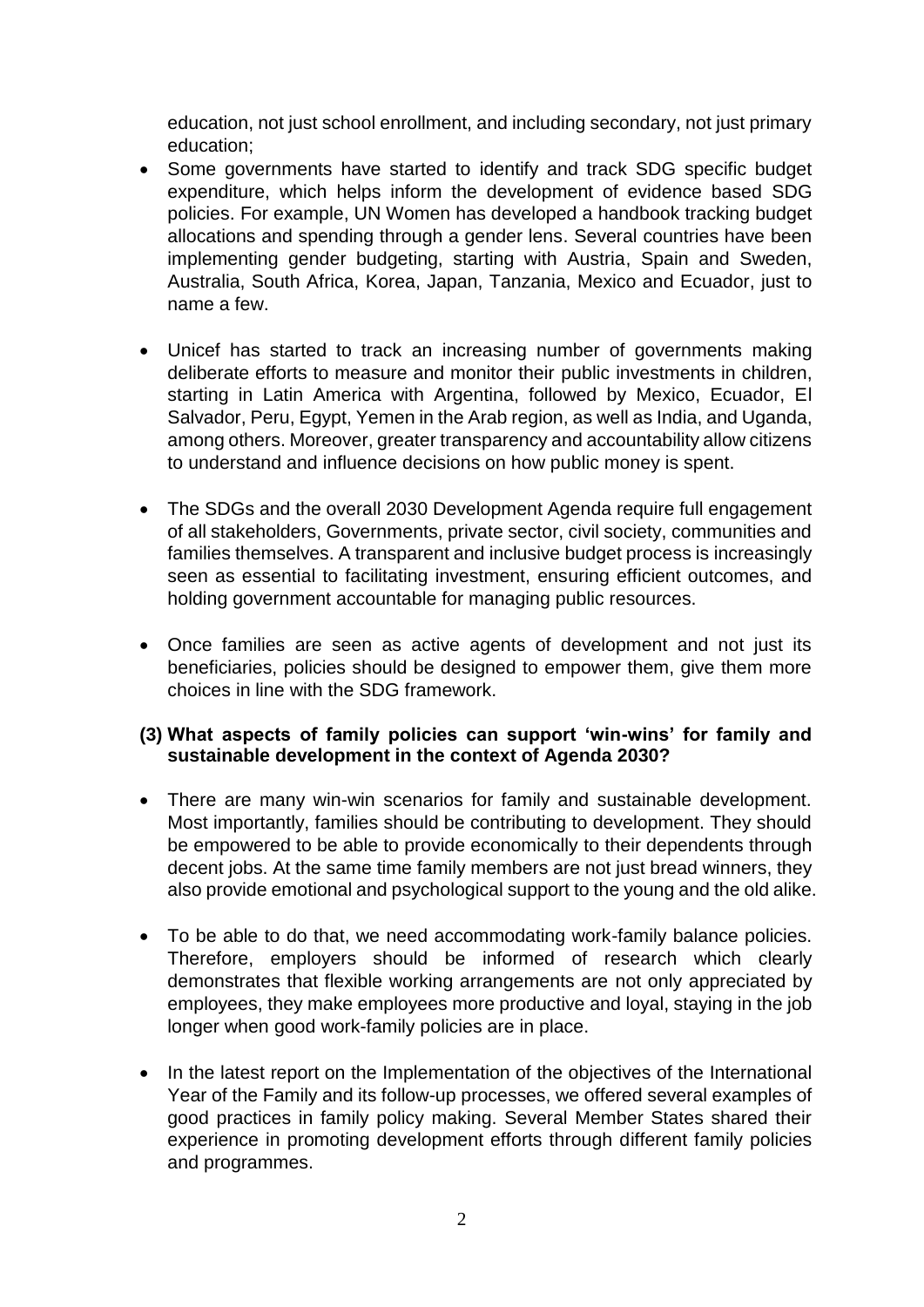education, not just school enrollment, and including secondary, not just primary education;

- Some governments have started to identify and track SDG specific budget expenditure, which helps inform the development of evidence based SDG policies. For example, UN Women has developed a handbook tracking budget allocations and spending through a gender lens. Several countries have been implementing gender budgeting, starting with Austria, Spain and Sweden, Australia, South Africa, Korea, Japan, Tanzania, Mexico and Ecuador, just to name a few.

- Unicef has started to track an increasing number of governments making deliberate efforts to measure and monitor their public investments in children, starting in Latin America with Argentina, followed by Mexico, Ecuador, El Salvador, Peru, Egypt, Yemen in the Arab region, as well as India, and Uganda, among others. Moreover, greater transparency and accountability allow citizens to understand and influence decisions on how public money is spent.

- The SDGs and the overall 2030 Development Agenda require full engagement of all stakeholders, Governments, private sector, civil society, communities and families themselves. A transparent and inclusive budget process is increasingly seen as essential to facilitating investment, ensuring efficient outcomes, and holding government accountable for managing public resources.

- Once families are seen as active agents of development and not just its beneficiaries, policies should be designed to empower them, give them more choices in line with the SDG framework.

**(3) What aspects of family policies can support 'win-wins' for family and sustainable development in the context of Agenda 2030?**

- There are many win-win scenarios for family and sustainable development. Most importantly, families should be contributing to development. They should be empowered to be able to provide economically to their dependents through decent jobs. At the same time family members are not just bread winners, they also provide emotional and psychological support to the young and the old alike.

- To be able to do that, we need accommodating work-family balance policies. Therefore, employers should be informed of research which clearly demonstrates that flexible working arrangements are not only appreciated by employees, they make employees more productive and loyal, staying in the job longer when good work-family policies are in place.

- In the latest report on the Implementation of the objectives of the International Year of the Family and its follow-up processes, we offered several examples of good practices in family policy making. Several Member States shared their experience in promoting development efforts through different family policies and programmes.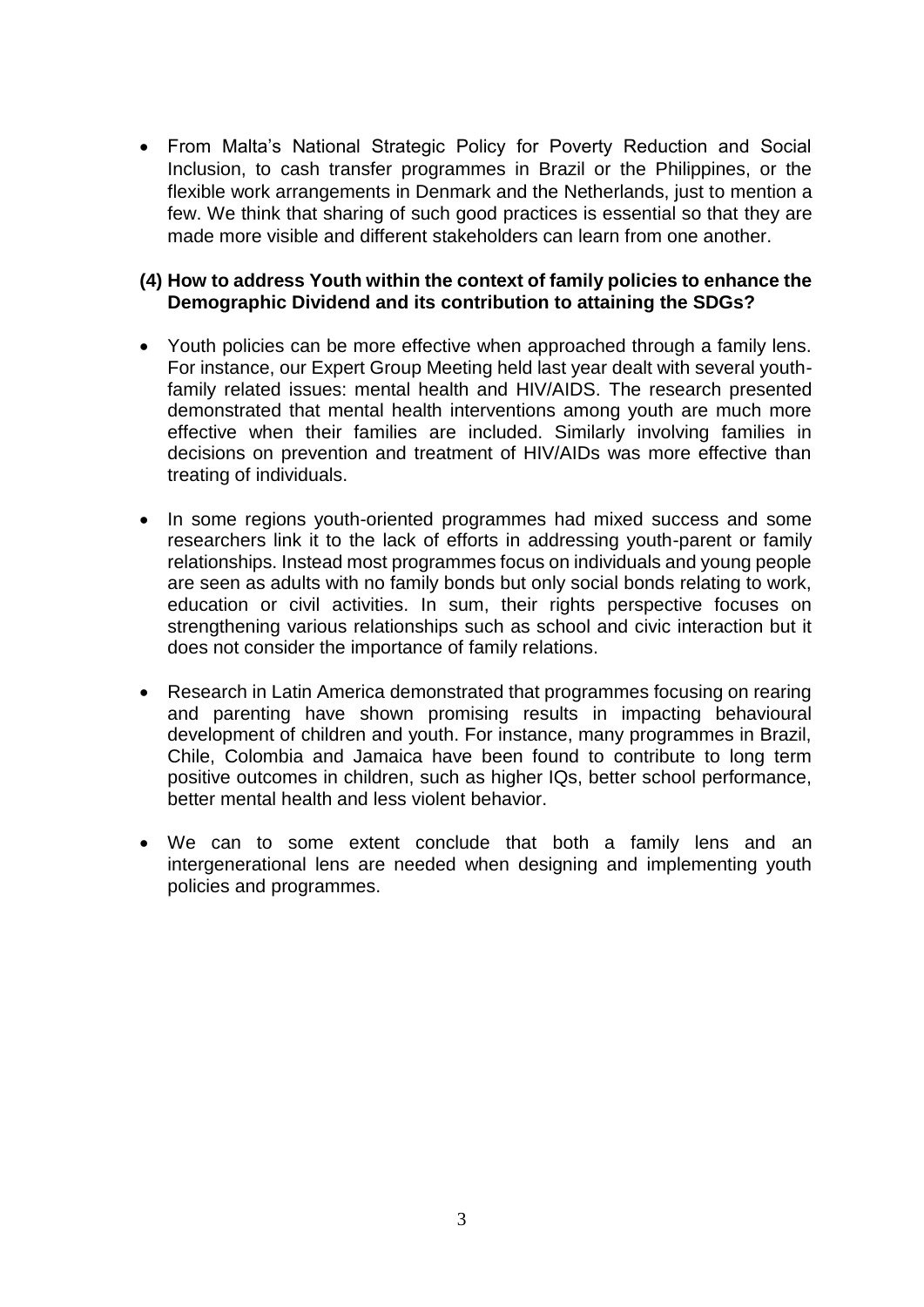- From Malta's National Strategic Policy for Poverty Reduction and Social Inclusion, to cash transfer programmes in Brazil or the Philippines, or the flexible work arrangements in Denmark and the Netherlands, just to mention a few. We think that sharing of such good practices is essential so that they are made more visible and different stakeholders can learn from one another.

**(4) How to address Youth within the context of family policies to enhance the Demographic Dividend and its contribution to attaining the SDGs?**

- Youth policies can be more effective when approached through a family lens. For instance, our Expert Group Meeting held last year dealt with several youth-family related issues: mental health and HIV/AIDS. The research presented demonstrated that mental health interventions among youth are much more effective when their families are included. Similarly involving families in decisions on prevention and treatment of HIV/AIDs was more effective than treating of individuals.

- In some regions youth-oriented programmes had mixed success and some researchers link it to the lack of efforts in addressing youth-parent or family relationships. Instead most programmes focus on individuals and young people are seen as adults with no family bonds but only social bonds relating to work, education or civil activities. In sum, their rights perspective focuses on strengthening various relationships such as school and civic interaction but it does not consider the importance of family relations.

- Research in Latin America demonstrated that programmes focusing on rearing and parenting have shown promising results in impacting behavioural development of children and youth. For instance, many programmes in Brazil, Chile, Colombia and Jamaica have been found to contribute to long term positive outcomes in children, such as higher IQs, better school performance, better mental health and less violent behavior.

- We can to some extent conclude that both a family lens and an intergenerational lens are needed when designing and implementing youth policies and programmes.